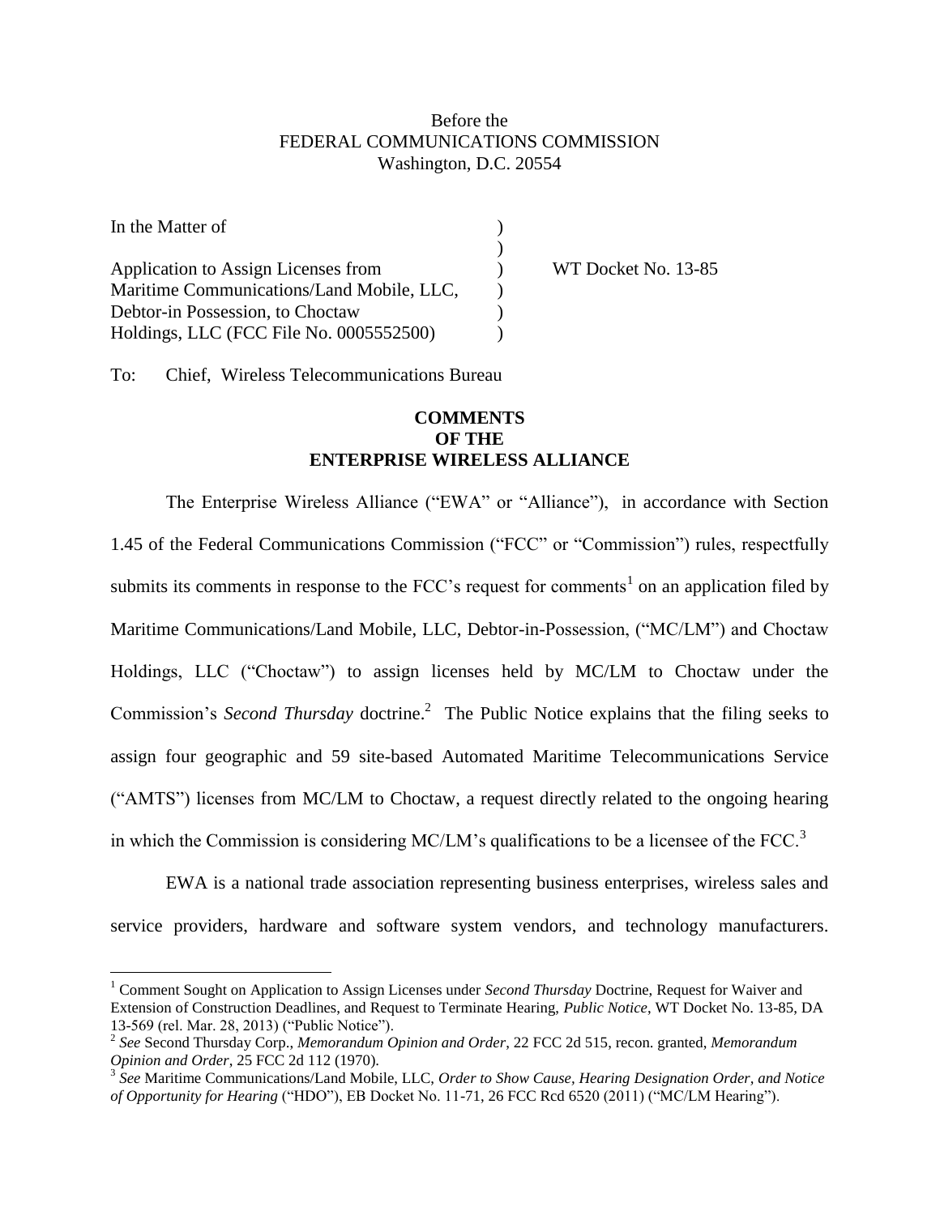Before the
FEDERAL COMMUNICATIONS COMMISSION
Washington, D.C. 20554

| | | |
|---|---|---|
| In the Matter of | ) | |
| | ) | |
| Application to Assign Licenses from | ) | WT Docket No. 13-85 |
| Maritime Communications/Land Mobile, LLC, | ) | |
| Debtor-in Possession, to Choctaw | ) | |
| Holdings, LLC (FCC File No. 0005552500) | ) | |

To: Chief, Wireless Telecommunications Bureau

**COMMENTS**
**OF THE**
**ENTERPRISE WIRELESS ALLIANCE**

The Enterprise Wireless Alliance ("EWA" or "Alliance"), in accordance with Section 1.45 of the Federal Communications Commission ("FCC" or "Commission") rules, respectfully submits its comments in response to the FCC's request for comments[1] on an application filed by Maritime Communications/Land Mobile, LLC, Debtor-in-Possession, ("MC/LM") and Choctaw Holdings, LLC ("Choctaw") to assign licenses held by MC/LM to Choctaw under the Commission's *Second Thursday* doctrine.[2] The Public Notice explains that the filing seeks to assign four geographic and 59 site-based Automated Maritime Telecommunications Service ("AMTS") licenses from MC/LM to Choctaw, a request directly related to the ongoing hearing in which the Commission is considering MC/LM's qualifications to be a licensee of the FCC.[3]

EWA is a national trade association representing business enterprises, wireless sales and service providers, hardware and software system vendors, and technology manufacturers.

[1] Comment Sought on Application to Assign Licenses under *Second Thursday* Doctrine, Request for Waiver and Extension of Construction Deadlines, and Request to Terminate Hearing, *Public Notice*, WT Docket No. 13-85, DA 13-569 (rel. Mar. 28, 2013) ("Public Notice").

[2] *See* Second Thursday Corp., *Memorandum Opinion and Order*, 22 FCC 2d 515, recon. granted, *Memorandum Opinion and Order*, 25 FCC 2d 112 (1970).

[3] *See* Maritime Communications/Land Mobile, LLC, *Order to Show Cause, Hearing Designation Order, and Notice of Opportunity for Hearing* ("HDO"), EB Docket No. 11-71, 26 FCC Rcd 6520 (2011) ("MC/LM Hearing").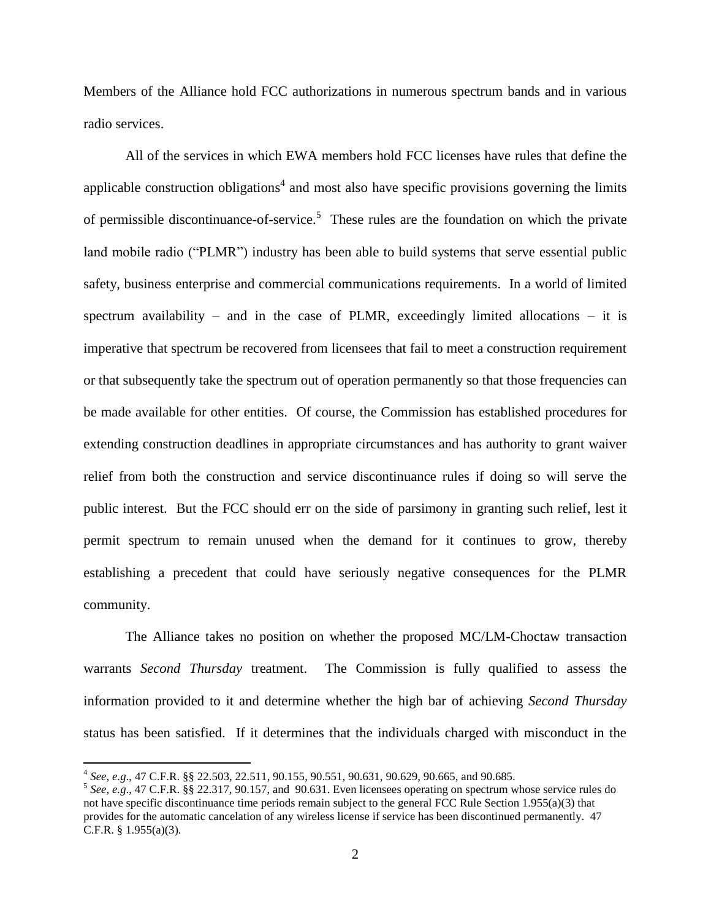Members of the Alliance hold FCC authorizations in numerous spectrum bands and in various radio services.

All of the services in which EWA members hold FCC licenses have rules that define the applicable construction obligations[4] and most also have specific provisions governing the limits of permissible discontinuance-of-service.[5] These rules are the foundation on which the private land mobile radio ("PLMR") industry has been able to build systems that serve essential public safety, business enterprise and commercial communications requirements. In a world of limited spectrum availability – and in the case of PLMR, exceedingly limited allocations – it is imperative that spectrum be recovered from licensees that fail to meet a construction requirement or that subsequently take the spectrum out of operation permanently so that those frequencies can be made available for other entities. Of course, the Commission has established procedures for extending construction deadlines in appropriate circumstances and has authority to grant waiver relief from both the construction and service discontinuance rules if doing so will serve the public interest. But the FCC should err on the side of parsimony in granting such relief, lest it permit spectrum to remain unused when the demand for it continues to grow, thereby establishing a precedent that could have seriously negative consequences for the PLMR community.

The Alliance takes no position on whether the proposed MC/LM-Choctaw transaction warrants *Second Thursday* treatment. The Commission is fully qualified to assess the information provided to it and determine whether the high bar of achieving *Second Thursday* status has been satisfied. If it determines that the individuals charged with misconduct in the

---

[4] *See, e.g.*, 47 C.F.R. §§ 22.503, 22.511, 90.155, 90.551, 90.631, 90.629, 90.665, and 90.685.

[5] *See, e.g.*, 47 C.F.R. §§ 22.317, 90.157, and 90.631. Even licensees operating on spectrum whose service rules do not have specific discontinuance time periods remain subject to the general FCC Rule Section 1.955(a)(3) that provides for the automatic cancelation of any wireless license if service has been discontinued permanently. 47 C.F.R. § 1.955(a)(3).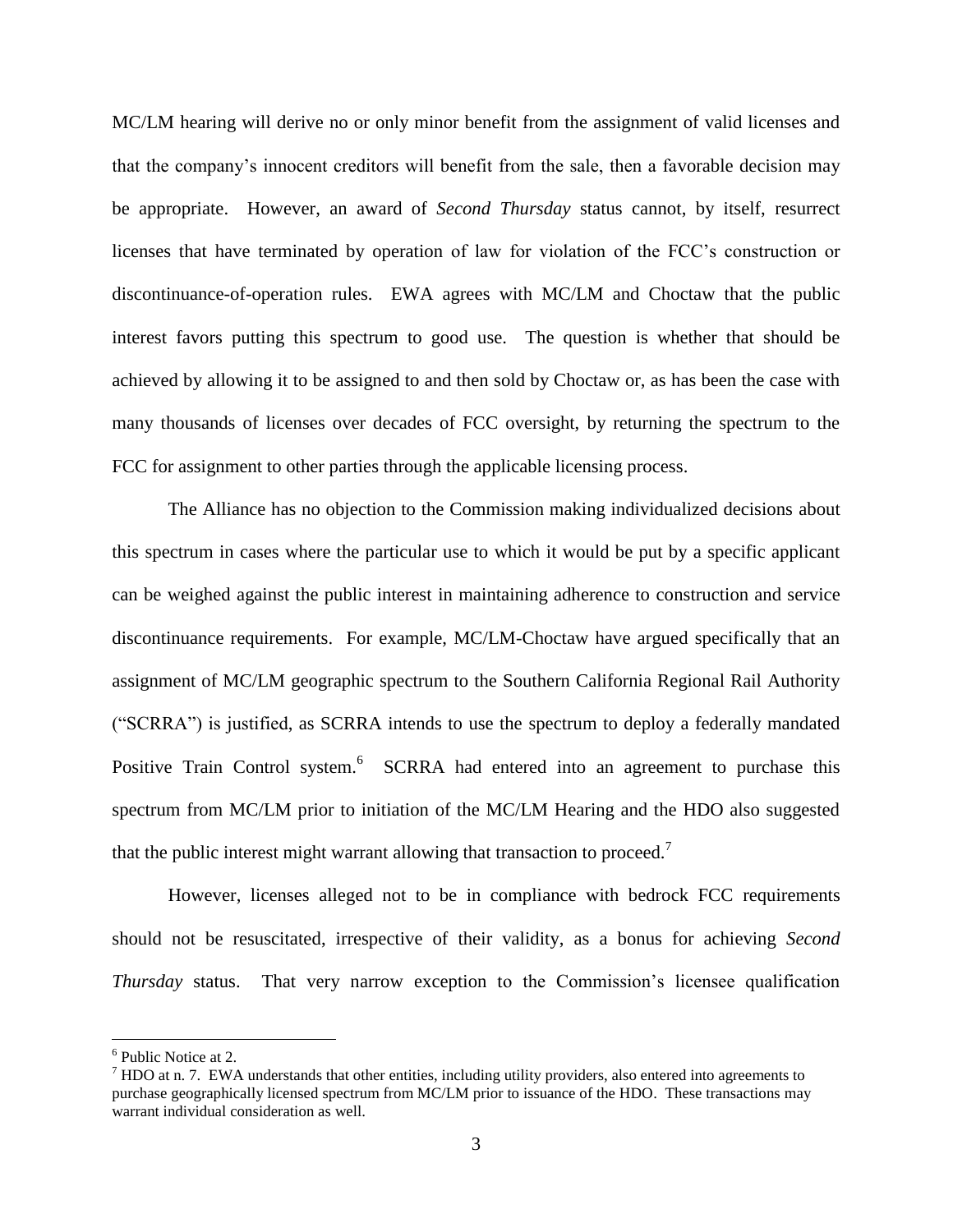MC/LM hearing will derive no or only minor benefit from the assignment of valid licenses and that the company's innocent creditors will benefit from the sale, then a favorable decision may be appropriate. However, an award of *Second Thursday* status cannot, by itself, resurrect licenses that have terminated by operation of law for violation of the FCC's construction or discontinuance-of-operation rules. EWA agrees with MC/LM and Choctaw that the public interest favors putting this spectrum to good use. The question is whether that should be achieved by allowing it to be assigned to and then sold by Choctaw or, as has been the case with many thousands of licenses over decades of FCC oversight, by returning the spectrum to the FCC for assignment to other parties through the applicable licensing process.

The Alliance has no objection to the Commission making individualized decisions about this spectrum in cases where the particular use to which it would be put by a specific applicant can be weighed against the public interest in maintaining adherence to construction and service discontinuance requirements. For example, MC/LM-Choctaw have argued specifically that an assignment of MC/LM geographic spectrum to the Southern California Regional Rail Authority ("SCRRA") is justified, as SCRRA intends to use the spectrum to deploy a federally mandated Positive Train Control system.[6] SCRRA had entered into an agreement to purchase this spectrum from MC/LM prior to initiation of the MC/LM Hearing and the HDO also suggested that the public interest might warrant allowing that transaction to proceed.[7]

However, licenses alleged not to be in compliance with bedrock FCC requirements should not be resuscitated, irrespective of their validity, as a bonus for achieving *Second Thursday* status. That very narrow exception to the Commission's licensee qualification

---

[6] Public Notice at 2.

[7] HDO at n. 7. EWA understands that other entities, including utility providers, also entered into agreements to purchase geographically licensed spectrum from MC/LM prior to issuance of the HDO. These transactions may warrant individual consideration as well.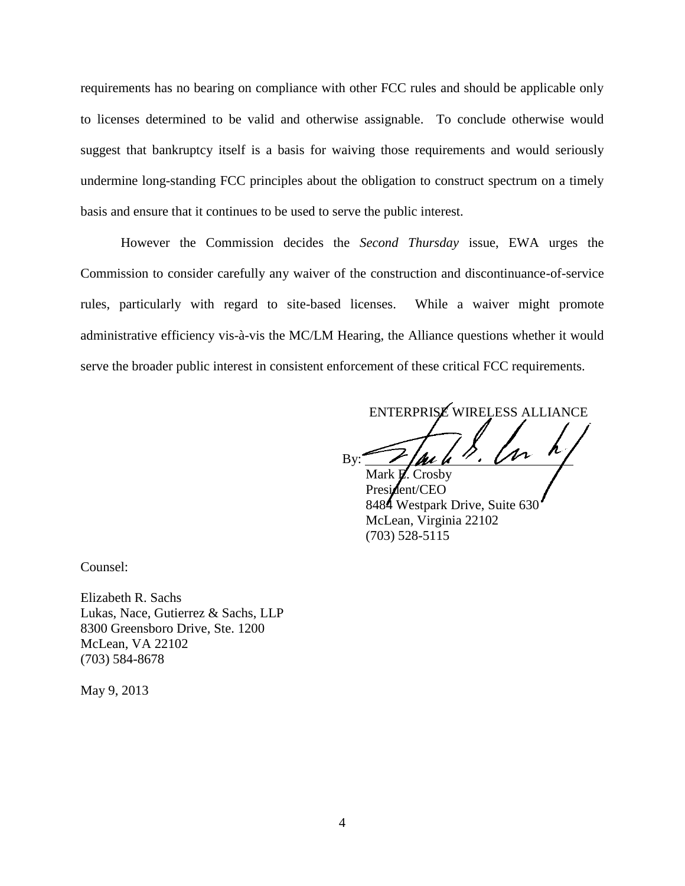requirements has no bearing on compliance with other FCC rules and should be applicable only to licenses determined to be valid and otherwise assignable. To conclude otherwise would suggest that bankruptcy itself is a basis for waiving those requirements and would seriously undermine long-standing FCC principles about the obligation to construct spectrum on a timely basis and ensure that it continues to be used to serve the public interest.

However the Commission decides the *Second Thursday* issue, EWA urges the Commission to consider carefully any waiver of the construction and discontinuance-of-service rules, particularly with regard to site-based licenses. While a waiver might promote administrative efficiency vis-à-vis the MC/LM Hearing, the Alliance questions whether it would serve the broader public interest in consistent enforcement of these critical FCC requirements.

ENTERPRISE WIRELESS ALLIANCE

By: ______________________________
Mark E. Crosby
President/CEO
8484 Westpark Drive, Suite 630
McLean, Virginia 22102
(703) 528-5115

Counsel:

Elizabeth R. Sachs
Lukas, Nace, Gutierrez & Sachs, LLP
8300 Greensboro Drive, Ste. 1200
McLean, VA 22102
(703) 584-8678

May 9, 2013